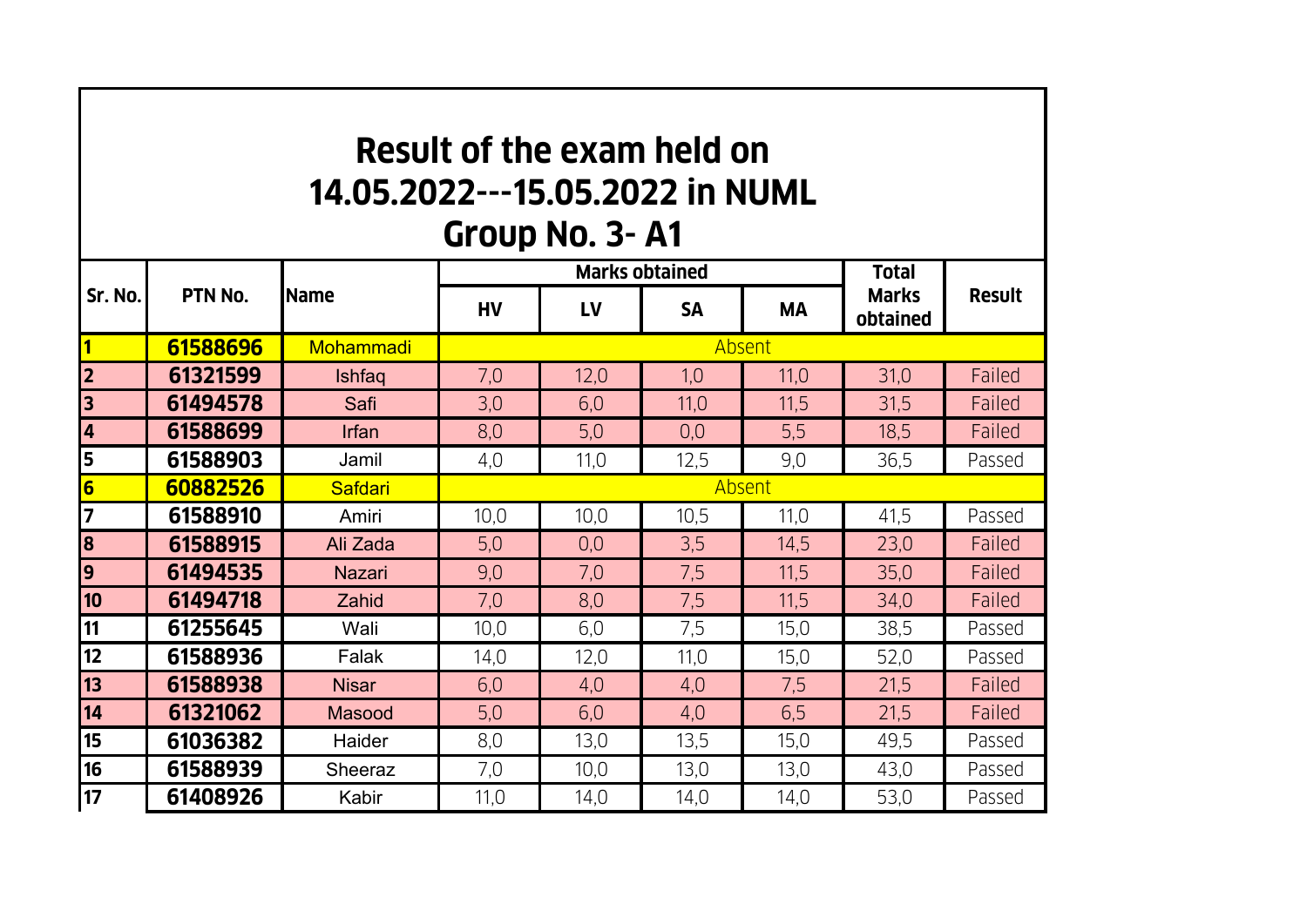# Result of the exam held on 14.05.2022---15.05.2022 in NUML Group No. 3- A1

| Sr. No. | PTN No. | Name | Marks obtained | | | | Total Marks obtained | Result |
|---|---|---|---|---|---|---|---|---|
| | | | HV | LV | SA | MA | | |
| 1 | 61588696 | Mohammadi | Absent | | | | | |
| 2 | 61321599 | Ishfaq | 7,0 | 12,0 | 1,0 | 11,0 | 31,0 | Failed |
| 3 | 61494578 | Safi | 3,0 | 6,0 | 11,0 | 11,5 | 31,5 | Failed |
| 4 | 61588699 | Irfan | 8,0 | 5,0 | 0,0 | 5,5 | 18,5 | Failed |
| 5 | 61588903 | Jamil | 4,0 | 11,0 | 12,5 | 9,0 | 36,5 | Passed |
| 6 | 60882526 | Safdari | Absent | | | | | |
| 7 | 61588910 | Amiri | 10,0 | 10,0 | 10,5 | 11,0 | 41,5 | Passed |
| 8 | 61588915 | Ali Zada | 5,0 | 0,0 | 3,5 | 14,5 | 23,0 | Failed |
| 9 | 61494535 | Nazari | 9,0 | 7,0 | 7,5 | 11,5 | 35,0 | Failed |
| 10 | 61494718 | Zahid | 7,0 | 8,0 | 7,5 | 11,5 | 34,0 | Failed |
| 11 | 61255645 | Wali | 10,0 | 6,0 | 7,5 | 15,0 | 38,5 | Passed |
| 12 | 61588936 | Falak | 14,0 | 12,0 | 11,0 | 15,0 | 52,0 | Passed |
| 13 | 61588938 | Nisar | 6,0 | 4,0 | 4,0 | 7,5 | 21,5 | Failed |
| 14 | 61321062 | Masood | 5,0 | 6,0 | 4,0 | 6,5 | 21,5 | Failed |
| 15 | 61036382 | Haider | 8,0 | 13,0 | 13,5 | 15,0 | 49,5 | Passed |
| 16 | 61588939 | Sheeraz | 7,0 | 10,0 | 13,0 | 13,0 | 43,0 | Passed |
| 17 | 61408926 | Kabir | 11,0 | 14,0 | 14,0 | 14,0 | 53,0 | Passed |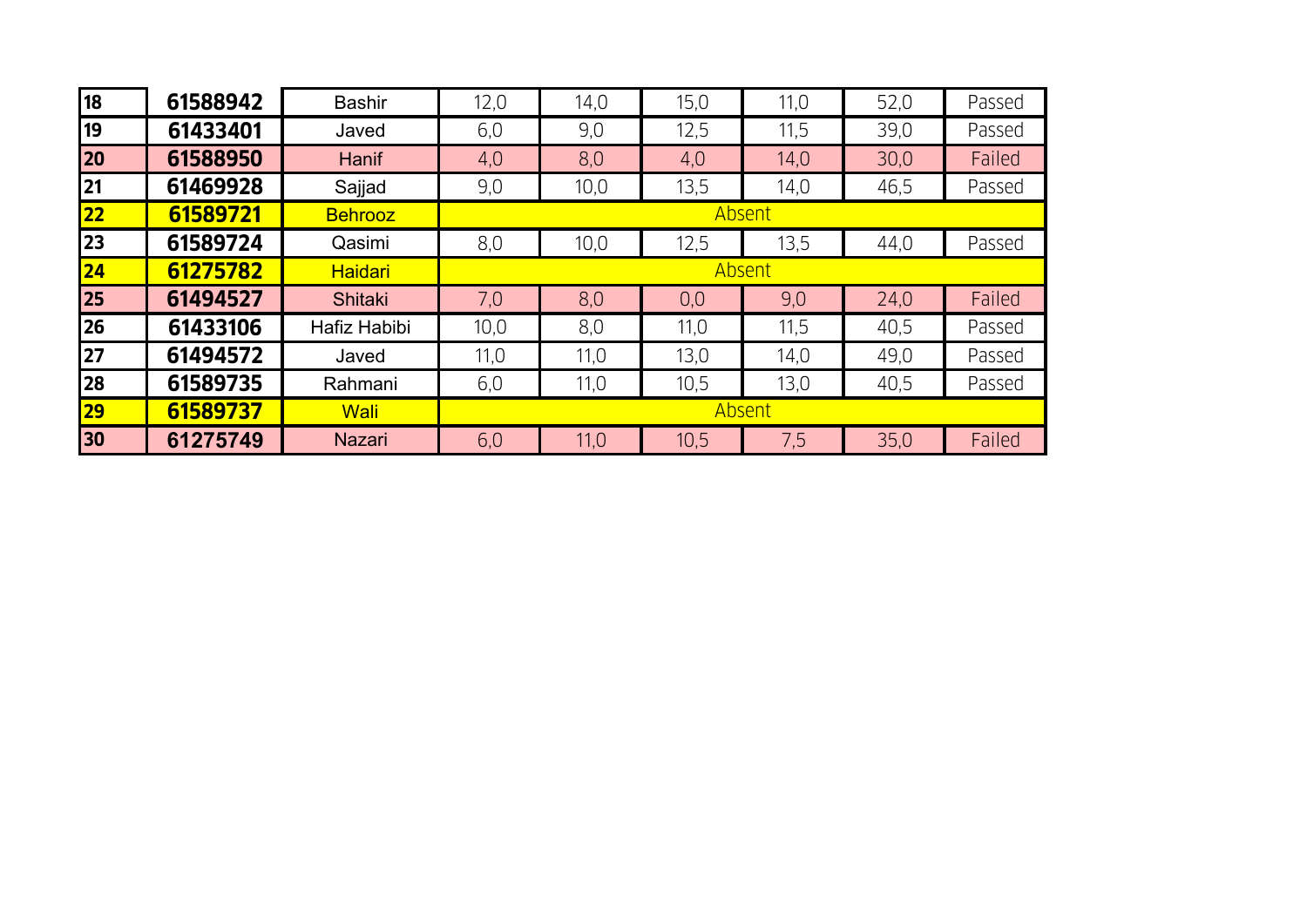| | | | | | | | | |
|---|---|---|---|---|---|---|---|---|
| 18 | 61588942 | Bashir | 12,0 | 14,0 | 15,0 | 11,0 | 52,0 | Passed |
| 19 | 61433401 | Javed | 6,0 | 9,0 | 12,5 | 11,5 | 39,0 | Passed |
| 20 | 61588950 | Hanif | 4,0 | 8,0 | 4,0 | 14,0 | 30,0 | Failed |
| 21 | 61469928 | Sajjad | 9,0 | 10,0 | 13,5 | 14,0 | 46,5 | Passed |
| 22 | 61589721 | Behrooz | Absent | | | | | |
| 23 | 61589724 | Qasimi | 8,0 | 10,0 | 12,5 | 13,5 | 44,0 | Passed |
| 24 | 61275782 | Haidari | Absent | | | | | |
| 25 | 61494527 | Shitaki | 7,0 | 8,0 | 0,0 | 9,0 | 24,0 | Failed |
| 26 | 61433106 | Hafiz Habibi | 10,0 | 8,0 | 11,0 | 11,5 | 40,5 | Passed |
| 27 | 61494572 | Javed | 11,0 | 11,0 | 13,0 | 14,0 | 49,0 | Passed |
| 28 | 61589735 | Rahmani | 6,0 | 11,0 | 10,5 | 13,0 | 40,5 | Passed |
| 29 | 61589737 | Wali | Absent | | | | | |
| 30 | 61275749 | Nazari | 6,0 | 11,0 | 10,5 | 7,5 | 35,0 | Failed |